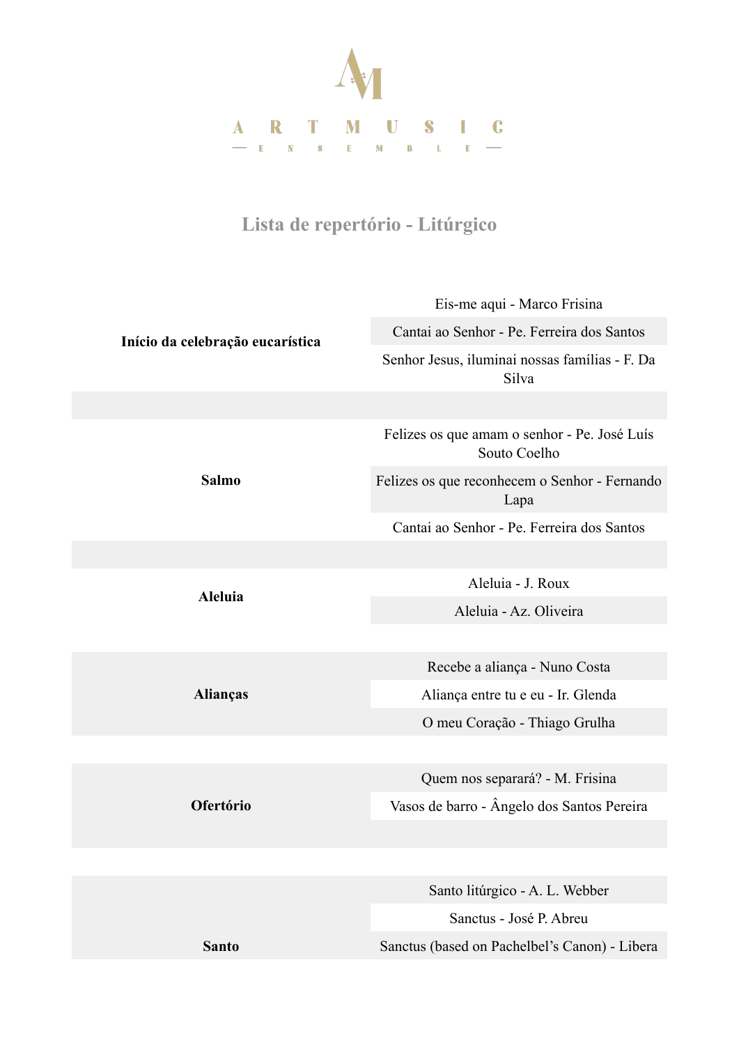ARTMUSIC

ENSEMBLE

## Lista de repertório - Litúrgico

| | |
|---|---|
| **Início da celebração eucarística** | Eis-me aqui - Marco Frisina |
| | Cantai ao Senhor - Pe. Ferreira dos Santos |
| | Senhor Jesus, iluminai nossas famílias - F. Da Silva |
| | |
| **Salmo** | Felizes os que amam o senhor - Pe. José Luís Souto Coelho |
| | Felizes os que reconhecem o Senhor - Fernando Lapa |
| | Cantai ao Senhor - Pe. Ferreira dos Santos |
| | |
| **Aleluia** | Aleluia - J. Roux |
| | Aleluia - Az. Oliveira |
| | |
| **Alianças** | Recebe a aliança - Nuno Costa |
| | Aliança entre tu e eu - Ir. Glenda |
| | O meu Coração - Thiago Grulha |
| | |
| **Ofertório** | Quem nos separará? - M. Frisina |
| | Vasos de barro - Ângelo dos Santos Pereira |
| | |
| **Santo** | Santo litúrgico - A. L. Webber |
| | Sanctus - José P. Abreu |
| | Sanctus (based on Pachelbel's Canon) - Libera |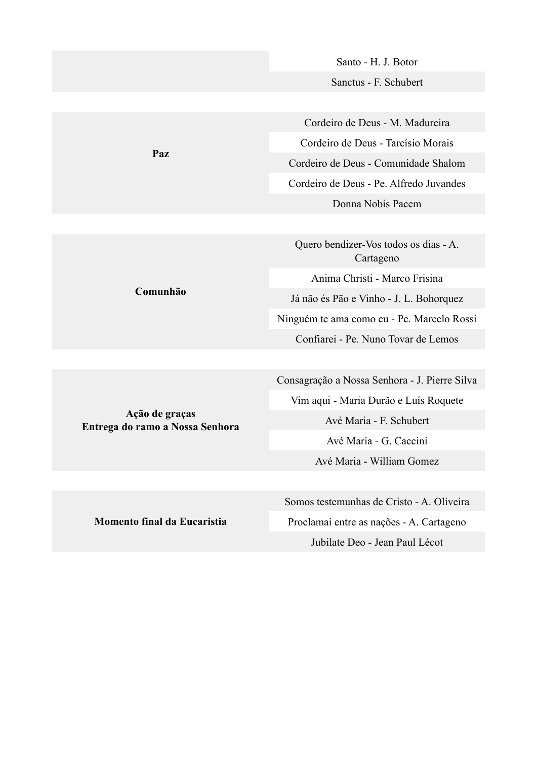| | |
|---|---|
| | Santo - H. J. Botor |
| | Sanctus - F. Schubert |

| | |
|---|---|
| **Paz** | Cordeiro de Deus - M. Madureira |
| | Cordeiro de Deus - Tarcísio Morais |
| | Cordeiro de Deus - Comunidade Shalom |
| | Cordeiro de Deus - Pe. Alfredo Juvandes |
| | Donna Nobis Pacem |

| | |
|---|---|
| **Comunhão** | Quero bendizer-Vos todos os dias - A. Cartageno |
| | Anima Christi - Marco Frisina |
| | Já não és Pão e Vinho - J. L. Bohorquez |
| | Ninguém te ama como eu - Pe. Marcelo Rossi |
| | Confiarei - Pe. Nuno Tovar de Lemos |

| | |
|---|---|
| **Ação de graças Entrega do ramo a Nossa Senhora** | Consagração a Nossa Senhora - J. Pierre Silva |
| | Vim aqui - Maria Durão e Luís Roquete |
| | Avé Maria - F. Schubert |
| | Avé Maria - G. Caccini |
| | Avé Maria - William Gomez |

| | |
|---|---|
| **Momento final da Eucaristia** | Somos testemunhas de Cristo - A. Oliveira |
| | Proclamai entre as nações - A. Cartageno |
| | Jubilate Deo - Jean Paul Lécot |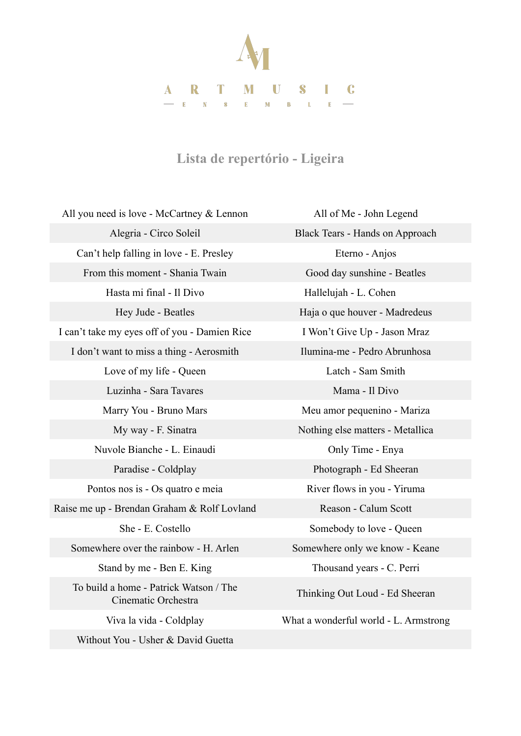ARTMUSIC ENSEMBLE

## Lista de repertório - Ligeira

| | |
|---|---|
| All you need is love - McCartney & Lennon | All of Me - John Legend |
| Alegria - Circo Soleil | Black Tears - Hands on Approach |
| Can’t help falling in love - E. Presley | Eterno - Anjos |
| From this moment - Shania Twain | Good day sunshine - Beatles |
| Hasta mi final - Il Divo | Hallelujah - L. Cohen |
| Hey Jude - Beatles | Haja o que houver - Madredeus |
| I can’t take my eyes off of you - Damien Rice | I Won’t Give Up - Jason Mraz |
| I don’t want to miss a thing - Aerosmith | Ilumina-me - Pedro Abrunhosa |
| Love of my life - Queen | Latch - Sam Smith |
| Luzinha - Sara Tavares | Mama - Il Divo |
| Marry You - Bruno Mars | Meu amor pequenino - Mariza |
| My way - F. Sinatra | Nothing else matters - Metallica |
| Nuvole Bianche - L. Einaudi | Only Time - Enya |
| Paradise - Coldplay | Photograph - Ed Sheeran |
| Pontos nos is - Os quatro e meia | River flows in you - Yiruma |
| Raise me up - Brendan Graham & Rolf Lovland | Reason - Calum Scott |
| She - E. Costello | Somebody to love - Queen |
| Somewhere over the rainbow - H. Arlen | Somewhere only we know - Keane |
| Stand by me - Ben E. King | Thousand years - C. Perri |
| To build a home - Patrick Watson / The Cinematic Orchestra | Thinking Out Loud - Ed Sheeran |
| Viva la vida - Coldplay | What a wonderful world - L. Armstrong |
| Without You - Usher & David Guetta | |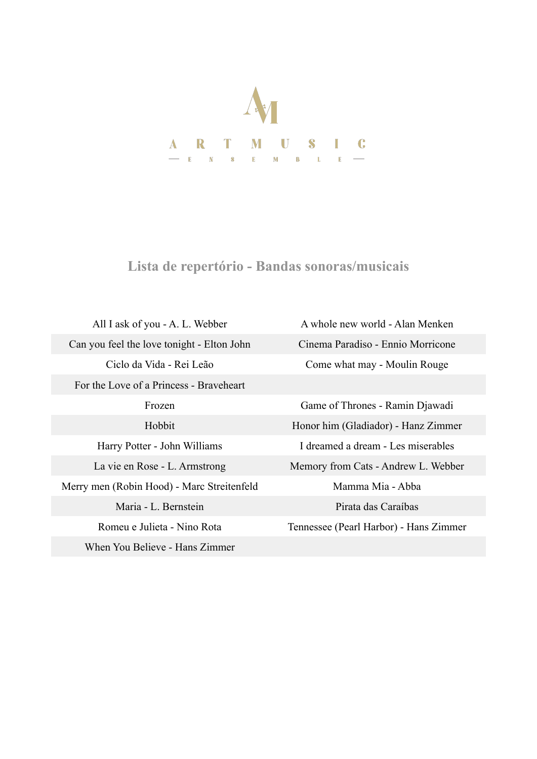ART MUSIC

ENSEMBLE

## Lista de repertório - Bandas sonoras/musicais

| | |
|---|---|
| All I ask of you - A. L. Webber | A whole new world - Alan Menken |
| Can you feel the love tonight - Elton John | Cinema Paradiso - Ennio Morricone |
| Ciclo da Vida - Rei Leão | Come what may - Moulin Rouge |
| For the Love of a Princess - Braveheart | |
| Frozen | Game of Thrones - Ramin Djawadi |
| Hobbit | Honor him (Gladiador) - Hanz Zimmer |
| Harry Potter - John Williams | I dreamed a dream - Les miserables |
| La vie en Rose - L. Armstrong | Memory from Cats - Andrew L. Webber |
| Merry men (Robin Hood) - Marc Streitenfeld | Mamma Mia - Abba |
| Maria - L. Bernstein | Pirata das Caraíbas |
| Romeu e Julieta - Nino Rota | Tennessee (Pearl Harbor) - Hans Zimmer |
| When You Believe - Hans Zimmer | |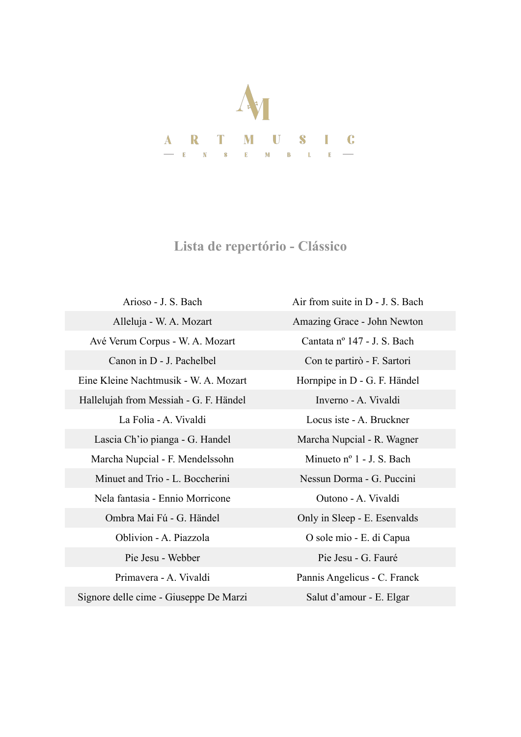ART MUSIC

ENSEMBLE

## Lista de repertório - Clássico

| | |
|---|---|
| Arioso - J. S. Bach | Air from suite in D - J. S. Bach |
| Alleluja - W. A. Mozart | Amazing Grace - John Newton |
| Avé Verum Corpus - W. A. Mozart | Cantata nº 147 - J. S. Bach |
| Canon in D - J. Pachelbel | Con te partirò - F. Sartori |
| Eine Kleine Nachtmusik - W. A. Mozart | Hornpipe in D - G. F. Händel |
| Hallelujah from Messiah - G. F. Händel | Inverno - A. Vivaldi |
| La Folia - A. Vivaldi | Locus iste - A. Bruckner |
| Lascia Ch'io pianga - G. Handel | Marcha Nupcial - R. Wagner |
| Marcha Nupcial - F. Mendelssohn | Minueto nº 1 - J. S. Bach |
| Minuet and Trio - L. Boccherini | Nessun Dorma - G. Puccini |
| Nela fantasia - Ennio Morricone | Outono - A. Vivaldi |
| Ombra Mai Fú - G. Händel | Only in Sleep - E. Esenvalds |
| Oblivion - A. Piazzola | O sole mio - E. di Capua |
| Pie Jesu - Webber | Pie Jesu - G. Fauré |
| Primavera - A. Vivaldi | Pannis Angelicus - C. Franck |
| Signore delle cime - Giuseppe De Marzi | Salut d'amour - E. Elgar |